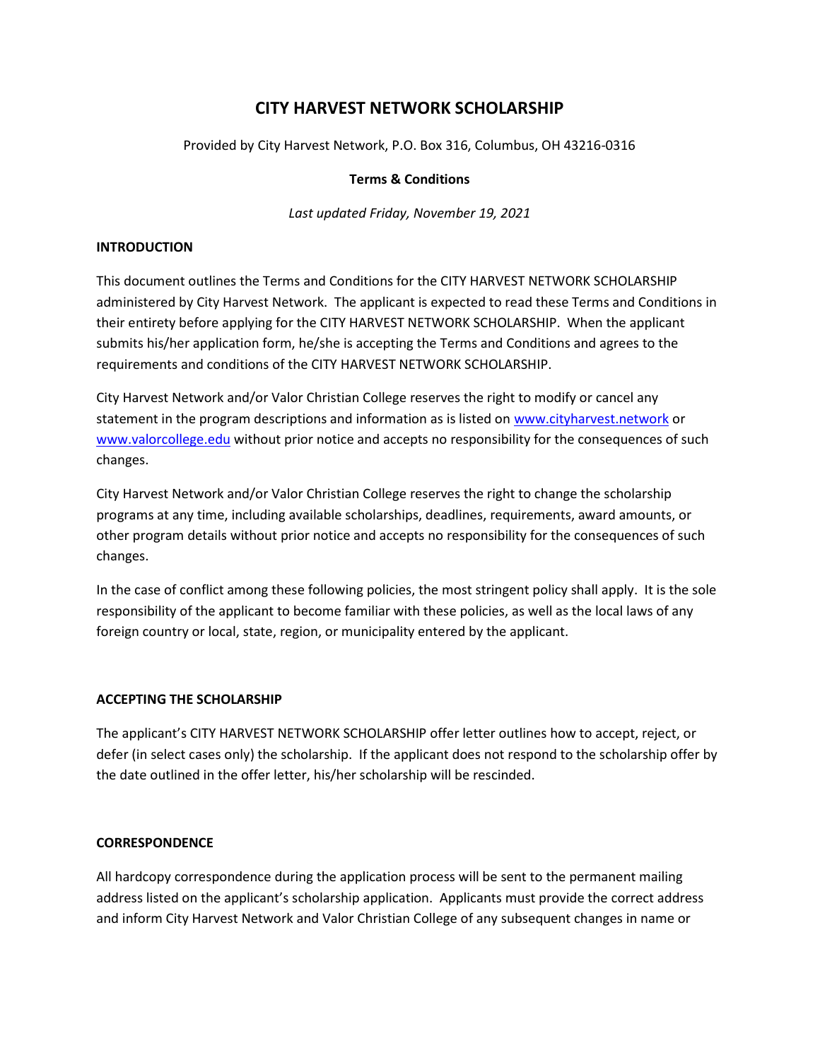# CITY HARVEST NETWORK SCHOLARSHIP

Provided by City Harvest Network, P.O. Box 316, Columbus, OH 43216-0316

**Terms & Conditions**

*Last updated Friday, November 19, 2021*

## INTRODUCTION

This document outlines the Terms and Conditions for the CITY HARVEST NETWORK SCHOLARSHIP administered by City Harvest Network. The applicant is expected to read these Terms and Conditions in their entirety before applying for the CITY HARVEST NETWORK SCHOLARSHIP. When the applicant submits his/her application form, he/she is accepting the Terms and Conditions and agrees to the requirements and conditions of the CITY HARVEST NETWORK SCHOLARSHIP.

City Harvest Network and/or Valor Christian College reserves the right to modify or cancel any statement in the program descriptions and information as is listed on [www.cityharvest.network](www.cityharvest.network) or [www.valorcollege.edu](www.valorcollege.edu) without prior notice and accepts no responsibility for the consequences of such changes.

City Harvest Network and/or Valor Christian College reserves the right to change the scholarship programs at any time, including available scholarships, deadlines, requirements, award amounts, or other program details without prior notice and accepts no responsibility for the consequences of such changes.

In the case of conflict among these following policies, the most stringent policy shall apply. It is the sole responsibility of the applicant to become familiar with these policies, as well as the local laws of any foreign country or local, state, region, or municipality entered by the applicant.

## ACCEPTING THE SCHOLARSHIP

The applicant's CITY HARVEST NETWORK SCHOLARSHIP offer letter outlines how to accept, reject, or defer (in select cases only) the scholarship. If the applicant does not respond to the scholarship offer by the date outlined in the offer letter, his/her scholarship will be rescinded.

## CORRESPONDENCE

All hardcopy correspondence during the application process will be sent to the permanent mailing address listed on the applicant's scholarship application. Applicants must provide the correct address and inform City Harvest Network and Valor Christian College of any subsequent changes in name or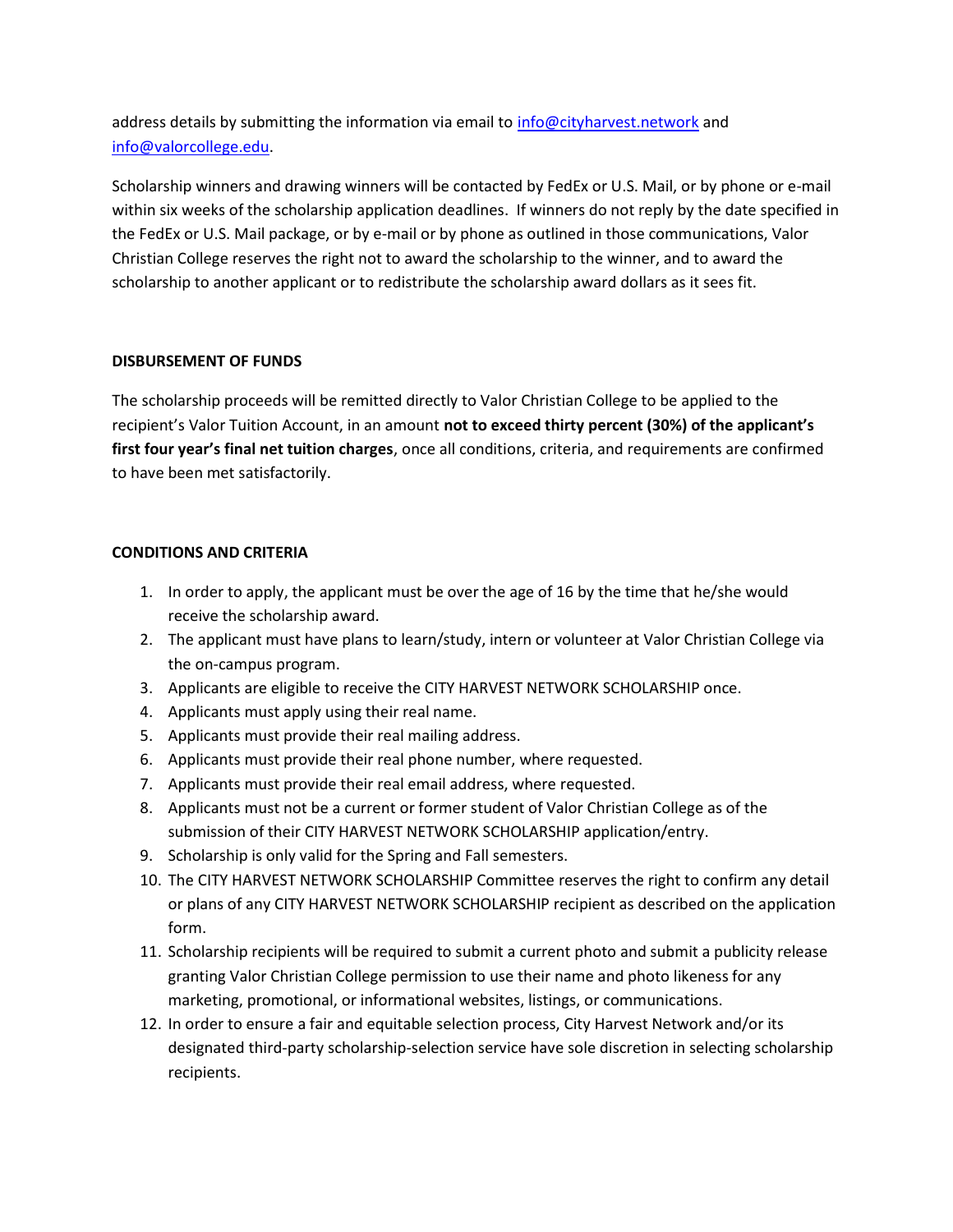address details by submitting the information via email to info@cityharvest.network and info@valorcollege.edu.

Scholarship winners and drawing winners will be contacted by FedEx or U.S. Mail, or by phone or e-mail within six weeks of the scholarship application deadlines. If winners do not reply by the date specified in the FedEx or U.S. Mail package, or by e-mail or by phone as outlined in those communications, Valor Christian College reserves the right not to award the scholarship to the winner, and to award the scholarship to another applicant or to redistribute the scholarship award dollars as it sees fit.

## DISBURSEMENT OF FUNDS

The scholarship proceeds will be remitted directly to Valor Christian College to be applied to the recipient's Valor Tuition Account, in an amount **not to exceed thirty percent (30%) of the applicant's first four year's final net tuition charges**, once all conditions, criteria, and requirements are confirmed to have been met satisfactorily.

## CONDITIONS AND CRITERIA

1. In order to apply, the applicant must be over the age of 16 by the time that he/she would receive the scholarship award.
2. The applicant must have plans to learn/study, intern or volunteer at Valor Christian College via the on-campus program.
3. Applicants are eligible to receive the CITY HARVEST NETWORK SCHOLARSHIP once.
4. Applicants must apply using their real name.
5. Applicants must provide their real mailing address.
6. Applicants must provide their real phone number, where requested.
7. Applicants must provide their real email address, where requested.
8. Applicants must not be a current or former student of Valor Christian College as of the submission of their CITY HARVEST NETWORK SCHOLARSHIP application/entry.
9. Scholarship is only valid for the Spring and Fall semesters.
10. The CITY HARVEST NETWORK SCHOLARSHIP Committee reserves the right to confirm any detail or plans of any CITY HARVEST NETWORK SCHOLARSHIP recipient as described on the application form.
11. Scholarship recipients will be required to submit a current photo and submit a publicity release granting Valor Christian College permission to use their name and photo likeness for any marketing, promotional, or informational websites, listings, or communications.
12. In order to ensure a fair and equitable selection process, City Harvest Network and/or its designated third-party scholarship-selection service have sole discretion in selecting scholarship recipients.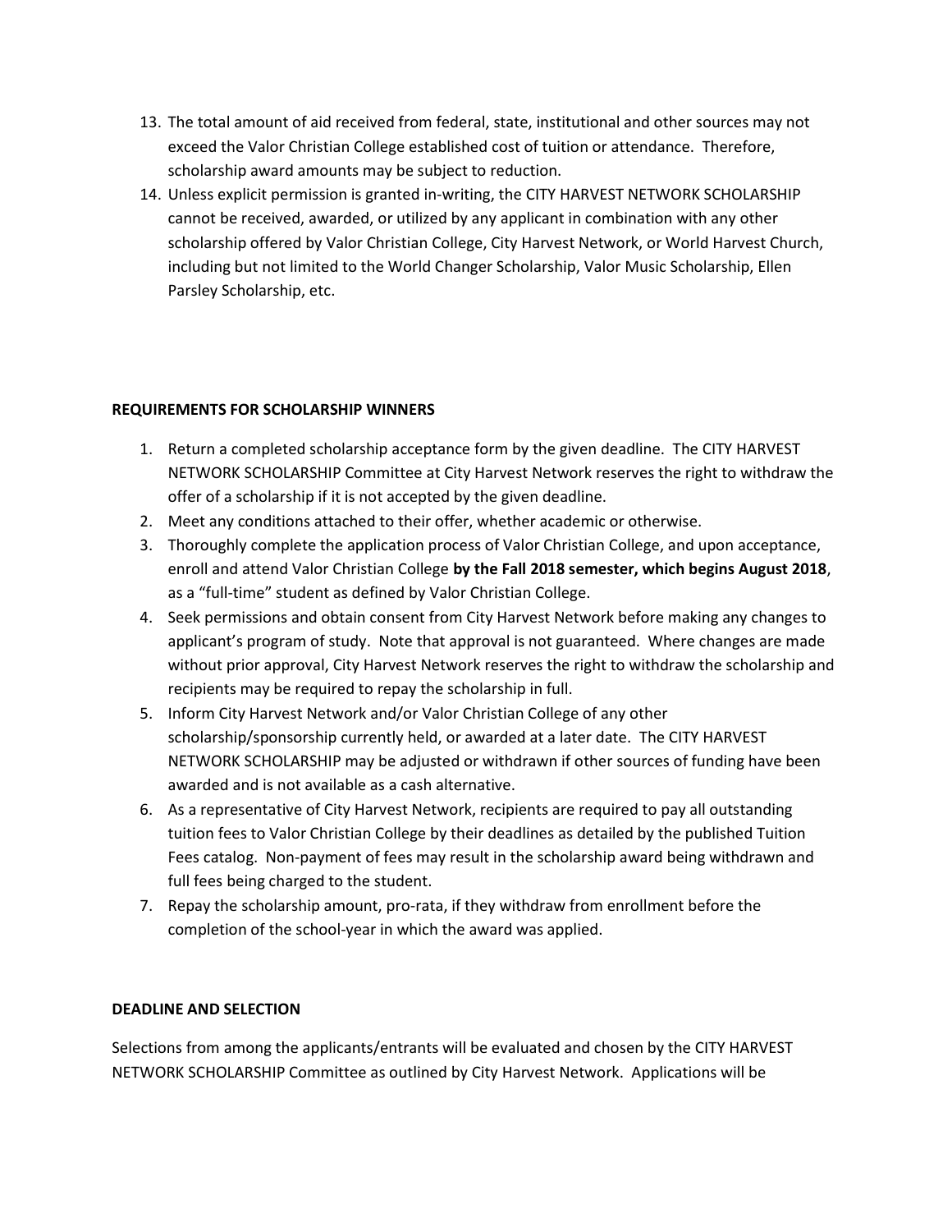13. The total amount of aid received from federal, state, institutional and other sources may not exceed the Valor Christian College established cost of tuition or attendance. Therefore, scholarship award amounts may be subject to reduction.
14. Unless explicit permission is granted in-writing, the CITY HARVEST NETWORK SCHOLARSHIP cannot be received, awarded, or utilized by any applicant in combination with any other scholarship offered by Valor Christian College, City Harvest Network, or World Harvest Church, including but not limited to the World Changer Scholarship, Valor Music Scholarship, Ellen Parsley Scholarship, etc.

**REQUIREMENTS FOR SCHOLARSHIP WINNERS**

1. Return a completed scholarship acceptance form by the given deadline. The CITY HARVEST NETWORK SCHOLARSHIP Committee at City Harvest Network reserves the right to withdraw the offer of a scholarship if it is not accepted by the given deadline.
2. Meet any conditions attached to their offer, whether academic or otherwise.
3. Thoroughly complete the application process of Valor Christian College, and upon acceptance, enroll and attend Valor Christian College **by the Fall 2018 semester, which begins August 2018**, as a "full-time" student as defined by Valor Christian College.
4. Seek permissions and obtain consent from City Harvest Network before making any changes to applicant's program of study. Note that approval is not guaranteed. Where changes are made without prior approval, City Harvest Network reserves the right to withdraw the scholarship and recipients may be required to repay the scholarship in full.
5. Inform City Harvest Network and/or Valor Christian College of any other scholarship/sponsorship currently held, or awarded at a later date. The CITY HARVEST NETWORK SCHOLARSHIP may be adjusted or withdrawn if other sources of funding have been awarded and is not available as a cash alternative.
6. As a representative of City Harvest Network, recipients are required to pay all outstanding tuition fees to Valor Christian College by their deadlines as detailed by the published Tuition Fees catalog. Non-payment of fees may result in the scholarship award being withdrawn and full fees being charged to the student.
7. Repay the scholarship amount, pro-rata, if they withdraw from enrollment before the completion of the school-year in which the award was applied.

**DEADLINE AND SELECTION**

Selections from among the applicants/entrants will be evaluated and chosen by the CITY HARVEST NETWORK SCHOLARSHIP Committee as outlined by City Harvest Network. Applications will be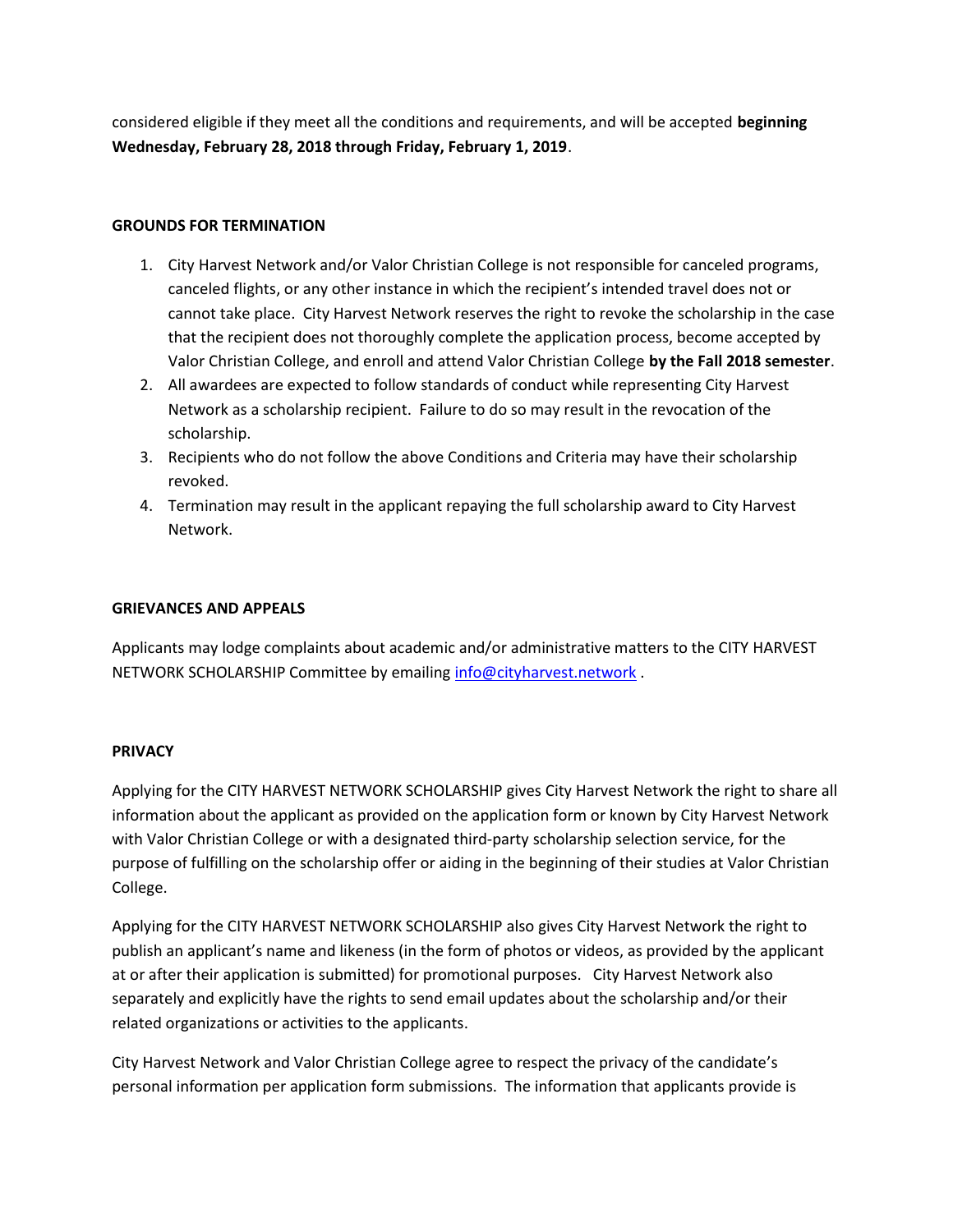considered eligible if they meet all the conditions and requirements, and will be accepted **beginning Wednesday, February 28, 2018 through Friday, February 1, 2019**.

**GROUNDS FOR TERMINATION**

1. City Harvest Network and/or Valor Christian College is not responsible for canceled programs, canceled flights, or any other instance in which the recipient's intended travel does not or cannot take place. City Harvest Network reserves the right to revoke the scholarship in the case that the recipient does not thoroughly complete the application process, become accepted by Valor Christian College, and enroll and attend Valor Christian College **by the Fall 2018 semester**.
2. All awardees are expected to follow standards of conduct while representing City Harvest Network as a scholarship recipient. Failure to do so may result in the revocation of the scholarship.
3. Recipients who do not follow the above Conditions and Criteria may have their scholarship revoked.
4. Termination may result in the applicant repaying the full scholarship award to City Harvest Network.

**GRIEVANCES AND APPEALS**

Applicants may lodge complaints about academic and/or administrative matters to the CITY HARVEST NETWORK SCHOLARSHIP Committee by emailing info@cityharvest.network .

**PRIVACY**

Applying for the CITY HARVEST NETWORK SCHOLARSHIP gives City Harvest Network the right to share all information about the applicant as provided on the application form or known by City Harvest Network with Valor Christian College or with a designated third-party scholarship selection service, for the purpose of fulfilling on the scholarship offer or aiding in the beginning of their studies at Valor Christian College.

Applying for the CITY HARVEST NETWORK SCHOLARSHIP also gives City Harvest Network the right to publish an applicant's name and likeness (in the form of photos or videos, as provided by the applicant at or after their application is submitted) for promotional purposes. City Harvest Network also separately and explicitly have the rights to send email updates about the scholarship and/or their related organizations or activities to the applicants.

City Harvest Network and Valor Christian College agree to respect the privacy of the candidate's personal information per application form submissions. The information that applicants provide is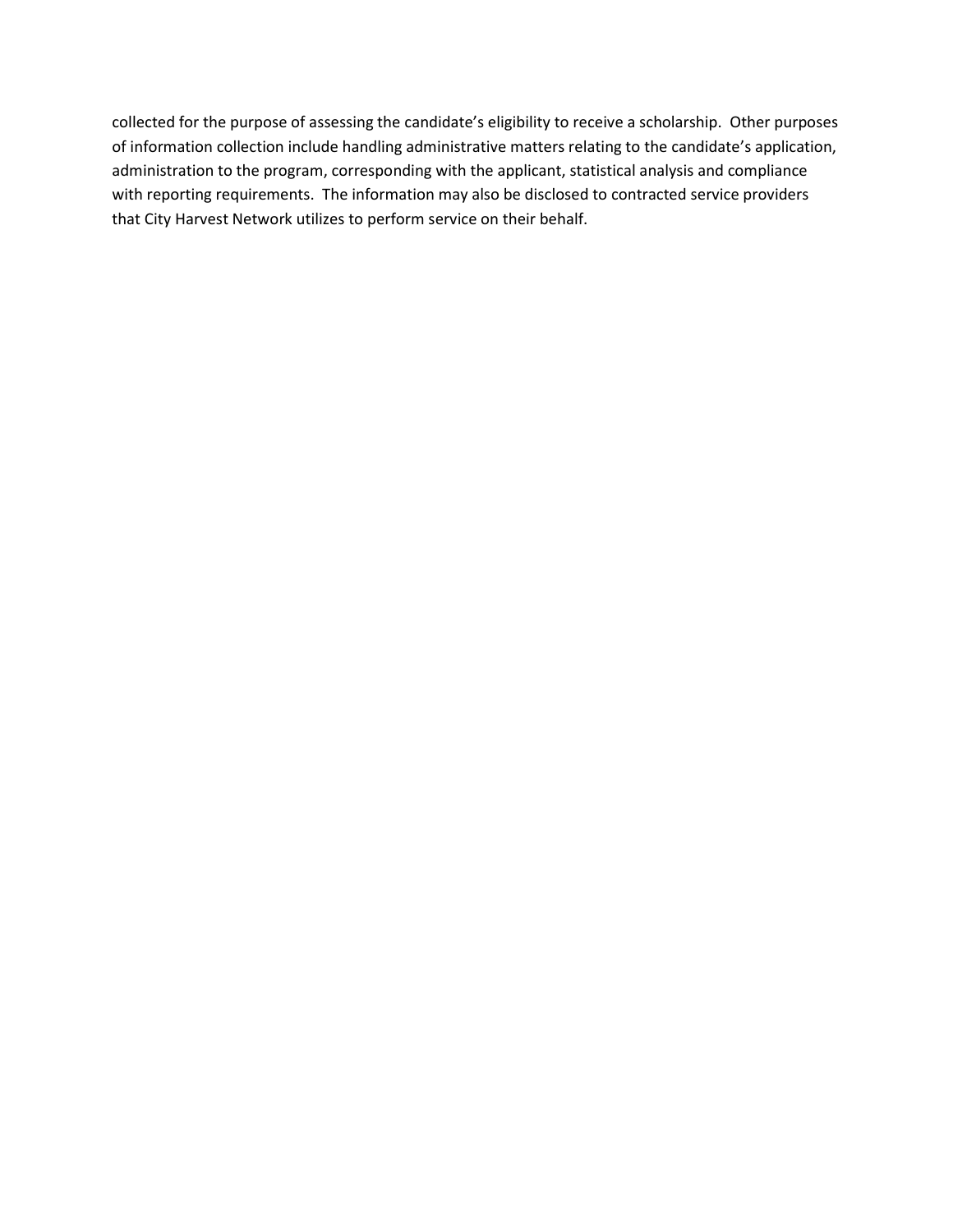collected for the purpose of assessing the candidate's eligibility to receive a scholarship. Other purposes of information collection include handling administrative matters relating to the candidate's application, administration to the program, corresponding with the applicant, statistical analysis and compliance with reporting requirements. The information may also be disclosed to contracted service providers that City Harvest Network utilizes to perform service on their behalf.